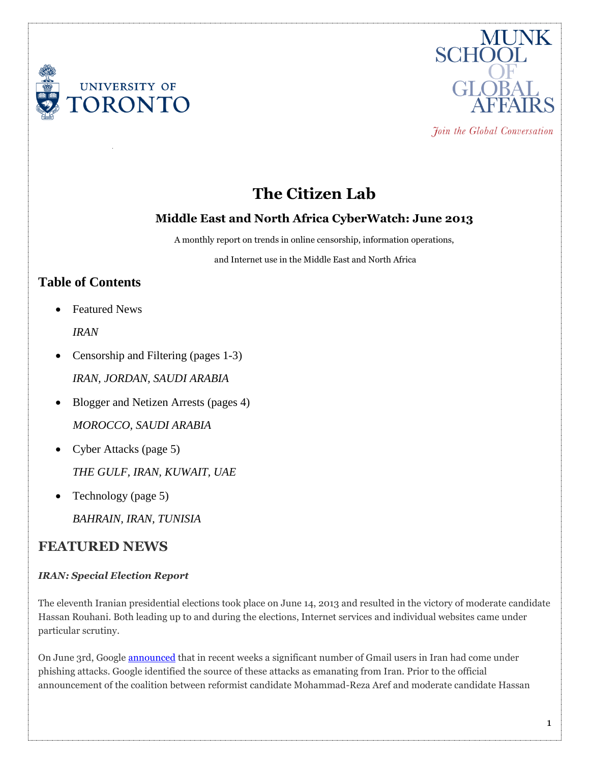# The Citizen Lab

## Middle East and North Africa CyberWatch: June 2013

A monthly report on trends in online censorship, information operations,

and Internet use in the Middle East and North Africa

## Table of Contents

- Featured News

  *IRAN*

- Censorship and Filtering (pages 1-3)

  *IRAN, JORDAN, SAUDI ARABIA*

- Blogger and Netizen Arrests (pages 4)

  *MOROCCO, SAUDI ARABIA*

- Cyber Attacks (page 5)

  *THE GULF, IRAN, KUWAIT, UAE*

- Technology (page 5)

  *BAHRAIN, IRAN, TUNISIA*

## FEATURED NEWS

### *IRAN: Special Election Report*

The eleventh Iranian presidential elections took place on June 14, 2013 and resulted in the victory of moderate candidate Hassan Rouhani. Both leading up to and during the elections, Internet services and individual websites came under particular scrutiny.

On June 3rd, Google announced that in recent weeks a significant number of Gmail users in Iran had come under phishing attacks. Google identified the source of these attacks as emanating from Iran. Prior to the official announcement of the coalition between reformist candidate Mohammad-Reza Aref and moderate candidate Hassan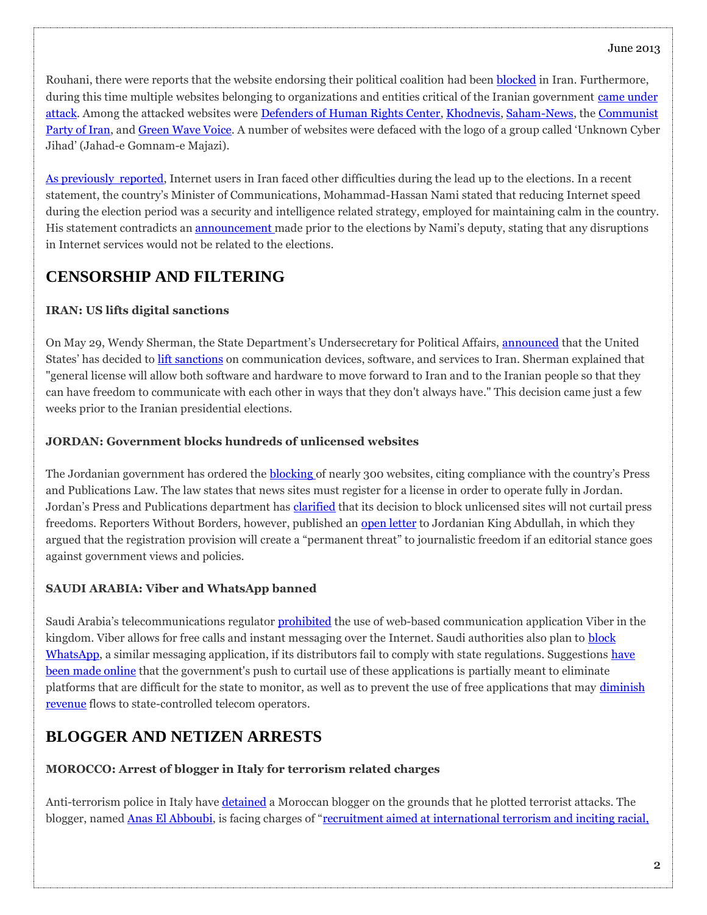Rouhani, there were reports that the website endorsing their political coalition had been blocked in Iran. Furthermore, during this time multiple websites belonging to organizations and entities critical of the Iranian government came under attack. Among the attacked websites were Defenders of Human Rights Center, Khodnevis, Saham-News, the Communist Party of Iran, and Green Wave Voice. A number of websites were defaced with the logo of a group called 'Unknown Cyber Jihad' (Jahad-e Gomnam-e Majazi).

As previously reported, Internet users in Iran faced other difficulties during the lead up to the elections. In a recent statement, the country's Minister of Communications, Mohammad-Hassan Nami stated that reducing Internet speed during the election period was a security and intelligence related strategy, employed for maintaining calm in the country. His statement contradicts an announcement made prior to the elections by Nami's deputy, stating that any disruptions in Internet services would not be related to the elections.

## CENSORSHIP AND FILTERING

### IRAN: US lifts digital sanctions

On May 29, Wendy Sherman, the State Department's Undersecretary for Political Affairs, announced that the United States' has decided to lift sanctions on communication devices, software, and services to Iran. Sherman explained that "general license will allow both software and hardware to move forward to Iran and to the Iranian people so that they can have freedom to communicate with each other in ways that they don't always have." This decision came just a few weeks prior to the Iranian presidential elections.

### JORDAN: Government blocks hundreds of unlicensed websites

The Jordanian government has ordered the blocking of nearly 300 websites, citing compliance with the country's Press and Publications Law. The law states that news sites must register for a license in order to operate fully in Jordan. Jordan's Press and Publications department has clarified that its decision to block unlicensed sites will not curtail press freedoms. Reporters Without Borders, however, published an open letter to Jordanian King Abdullah, in which they argued that the registration provision will create a "permanent threat" to journalistic freedom if an editorial stance goes against government views and policies.

### SAUDI ARABIA: Viber and WhatsApp banned

Saudi Arabia's telecommunications regulator prohibited the use of web-based communication application Viber in the kingdom. Viber allows for free calls and instant messaging over the Internet. Saudi authorities also plan to block WhatsApp, a similar messaging application, if its distributors fail to comply with state regulations. Suggestions have been made online that the government's push to curtail use of these applications is partially meant to eliminate platforms that are difficult for the state to monitor, as well as to prevent the use of free applications that may diminish revenue flows to state-controlled telecom operators.

## BLOGGER AND NETIZEN ARRESTS

### MOROCCO: Arrest of blogger in Italy for terrorism related charges

Anti-terrorism police in Italy have detained a Moroccan blogger on the grounds that he plotted terrorist attacks. The blogger, named Anas El Abboubi, is facing charges of "recruitment aimed at international terrorism and inciting racial,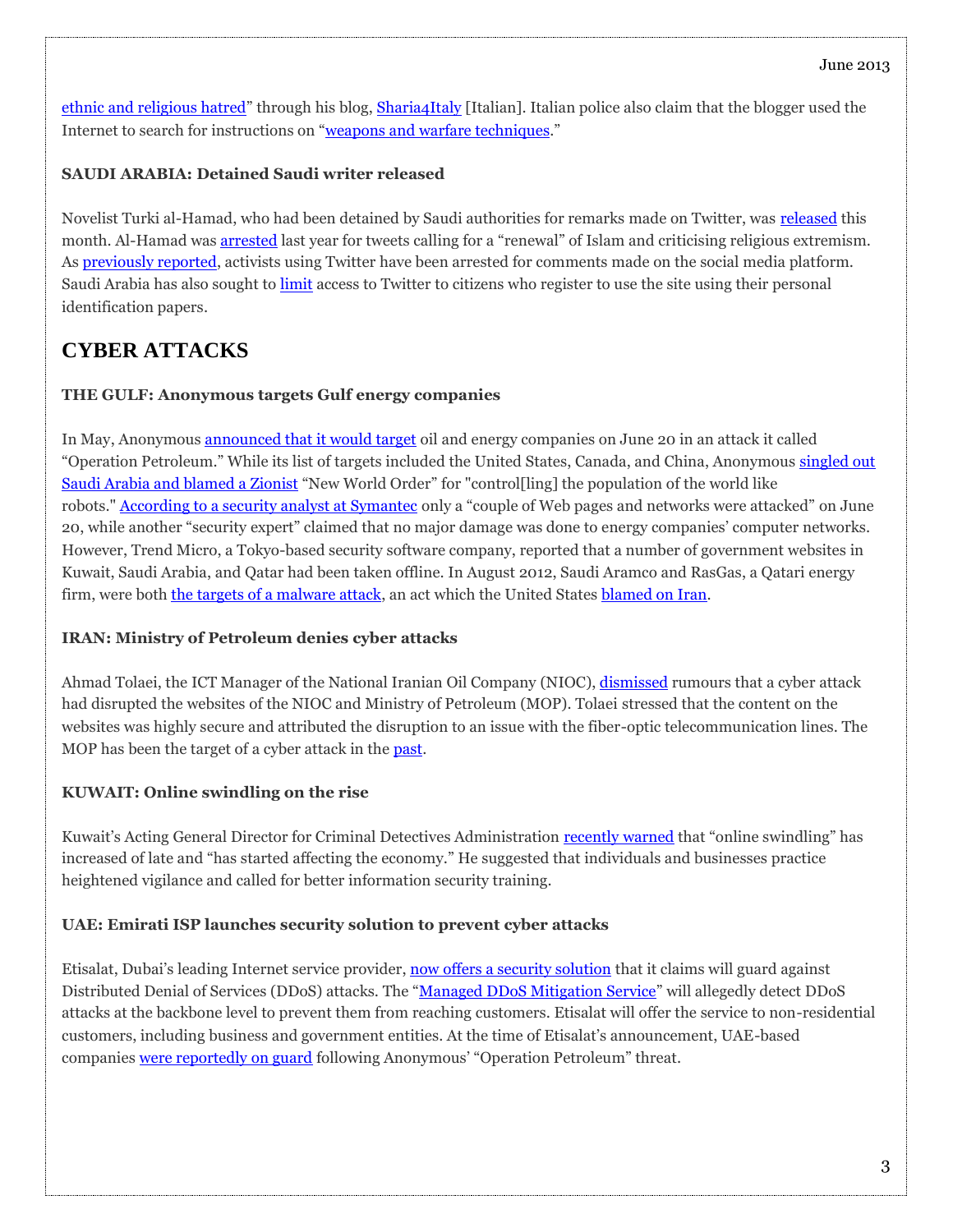ethnic and religious hatred" through his blog, Sharia4Italy [Italian]. Italian police also claim that the blogger used the Internet to search for instructions on "weapons and warfare techniques."

**SAUDI ARABIA: Detained Saudi writer released**

Novelist Turki al-Hamad, who had been detained by Saudi authorities for remarks made on Twitter, was released this month. Al-Hamad was arrested last year for tweets calling for a "renewal" of Islam and criticising religious extremism. As previously reported, activists using Twitter have been arrested for comments made on the social media platform. Saudi Arabia has also sought to limit access to Twitter to citizens who register to use the site using their personal identification papers.

## CYBER ATTACKS

**THE GULF: Anonymous targets Gulf energy companies**

In May, Anonymous announced that it would target oil and energy companies on June 20 in an attack it called "Operation Petroleum." While its list of targets included the United States, Canada, and China, Anonymous singled out Saudi Arabia and blamed a Zionist "New World Order" for "control[ling] the population of the world like robots." According to a security analyst at Symantec only a "couple of Web pages and networks were attacked" on June 20, while another "security expert" claimed that no major damage was done to energy companies' computer networks. However, Trend Micro, a Tokyo-based security software company, reported that a number of government websites in Kuwait, Saudi Arabia, and Qatar had been taken offline. In August 2012, Saudi Aramco and RasGas, a Qatari energy firm, were both the targets of a malware attack, an act which the United States blamed on Iran.

**IRAN: Ministry of Petroleum denies cyber attacks**

Ahmad Tolaei, the ICT Manager of the National Iranian Oil Company (NIOC), dismissed rumours that a cyber attack had disrupted the websites of the NIOC and Ministry of Petroleum (MOP). Tolaei stressed that the content on the websites was highly secure and attributed the disruption to an issue with the fiber-optic telecommunication lines. The MOP has been the target of a cyber attack in the past.

**KUWAIT: Online swindling on the rise**

Kuwait's Acting General Director for Criminal Detectives Administration recently warned that "online swindling" has increased of late and "has started affecting the economy." He suggested that individuals and businesses practice heightened vigilance and called for better information security training.

**UAE: Emirati ISP launches security solution to prevent cyber attacks**

Etisalat, Dubai's leading Internet service provider, now offers a security solution that it claims will guard against Distributed Denial of Services (DDoS) attacks. The "Managed DDoS Mitigation Service" will allegedly detect DDoS attacks at the backbone level to prevent them from reaching customers. Etisalat will offer the service to non-residential customers, including business and government entities. At the time of Etisalat's announcement, UAE-based companies were reportedly on guard following Anonymous' "Operation Petroleum" threat.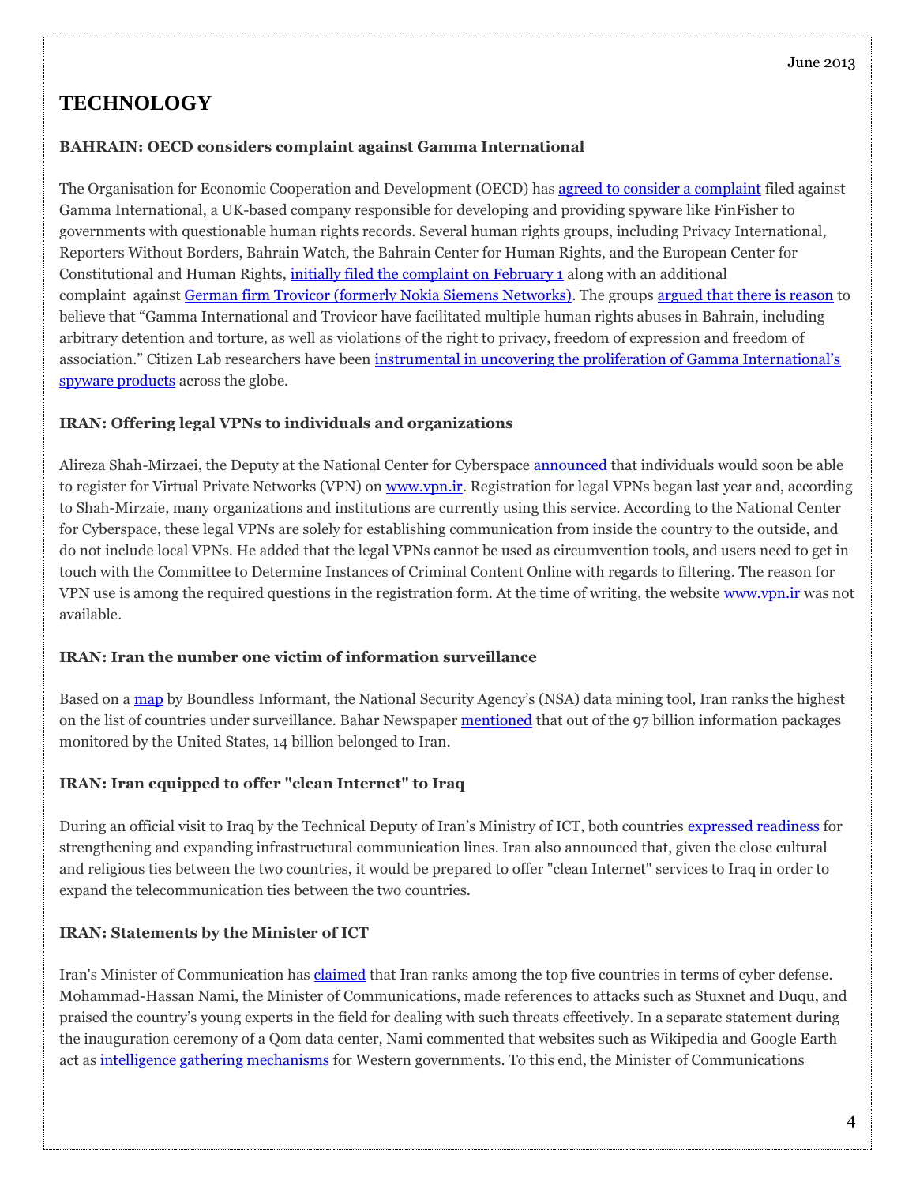# TECHNOLOGY

**BAHRAIN: OECD considers complaint against Gamma International**

The Organisation for Economic Cooperation and Development (OECD) has agreed to consider a complaint filed against Gamma International, a UK-based company responsible for developing and providing spyware like FinFisher to governments with questionable human rights records. Several human rights groups, including Privacy International, Reporters Without Borders, Bahrain Watch, the Bahrain Center for Human Rights, and the European Center for Constitutional and Human Rights, initially filed the complaint on February 1 along with an additional complaint against German firm Trovicor (formerly Nokia Siemens Networks). The groups argued that there is reason to believe that "Gamma International and Trovicor have facilitated multiple human rights abuses in Bahrain, including arbitrary detention and torture, as well as violations of the right to privacy, freedom of expression and freedom of association." Citizen Lab researchers have been instrumental in uncovering the proliferation of Gamma International's spyware products across the globe.

**IRAN: Offering legal VPNs to individuals and organizations**

Alireza Shah-Mirzaei, the Deputy at the National Center for Cyberspace announced that individuals would soon be able to register for Virtual Private Networks (VPN) on www.vpn.ir. Registration for legal VPNs began last year and, according to Shah-Mirzaie, many organizations and institutions are currently using this service. According to the National Center for Cyberspace, these legal VPNs are solely for establishing communication from inside the country to the outside, and do not include local VPNs. He added that the legal VPNs cannot be used as circumvention tools, and users need to get in touch with the Committee to Determine Instances of Criminal Content Online with regards to filtering. The reason for VPN use is among the required questions in the registration form. At the time of writing, the website www.vpn.ir was not available.

**IRAN: Iran the number one victim of information surveillance**

Based on a map by Boundless Informant, the National Security Agency's (NSA) data mining tool, Iran ranks the highest on the list of countries under surveillance. Bahar Newspaper mentioned that out of the 97 billion information packages monitored by the United States, 14 billion belonged to Iran.

**IRAN: Iran equipped to offer "clean Internet" to Iraq**

During an official visit to Iraq by the Technical Deputy of Iran's Ministry of ICT, both countries expressed readiness for strengthening and expanding infrastructural communication lines. Iran also announced that, given the close cultural and religious ties between the two countries, it would be prepared to offer "clean Internet" services to Iraq in order to expand the telecommunication ties between the two countries.

**IRAN: Statements by the Minister of ICT**

Iran's Minister of Communication has claimed that Iran ranks among the top five countries in terms of cyber defense. Mohammad-Hassan Nami, the Minister of Communications, made references to attacks such as Stuxnet and Duqu, and praised the country's young experts in the field for dealing with such threats effectively. In a separate statement during the inauguration ceremony of a Qom data center, Nami commented that websites such as Wikipedia and Google Earth act as intelligence gathering mechanisms for Western governments. To this end, the Minister of Communications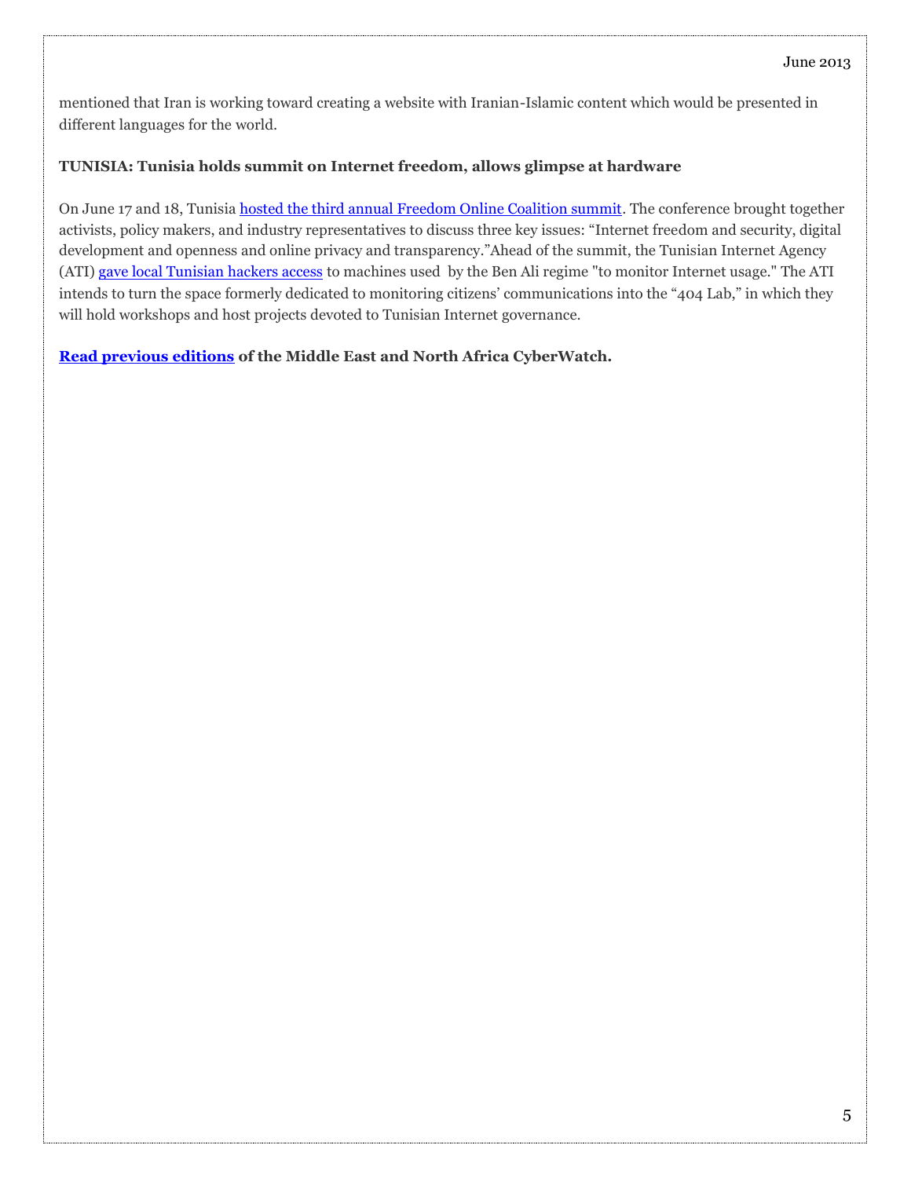mentioned that Iran is working toward creating a website with Iranian-Islamic content which would be presented in different languages for the world.

**TUNISIA: Tunisia holds summit on Internet freedom, allows glimpse at hardware**

On June 17 and 18, Tunisia hosted the third annual Freedom Online Coalition summit. The conference brought together activists, policy makers, and industry representatives to discuss three key issues: "Internet freedom and security, digital development and openness and online privacy and transparency."Ahead of the summit, the Tunisian Internet Agency (ATI) gave local Tunisian hackers access to machines used by the Ben Ali regime "to monitor Internet usage." The ATI intends to turn the space formerly dedicated to monitoring citizens' communications into the "404 Lab," in which they will hold workshops and host projects devoted to Tunisian Internet governance.

**Read previous editions of the Middle East and North Africa CyberWatch.**